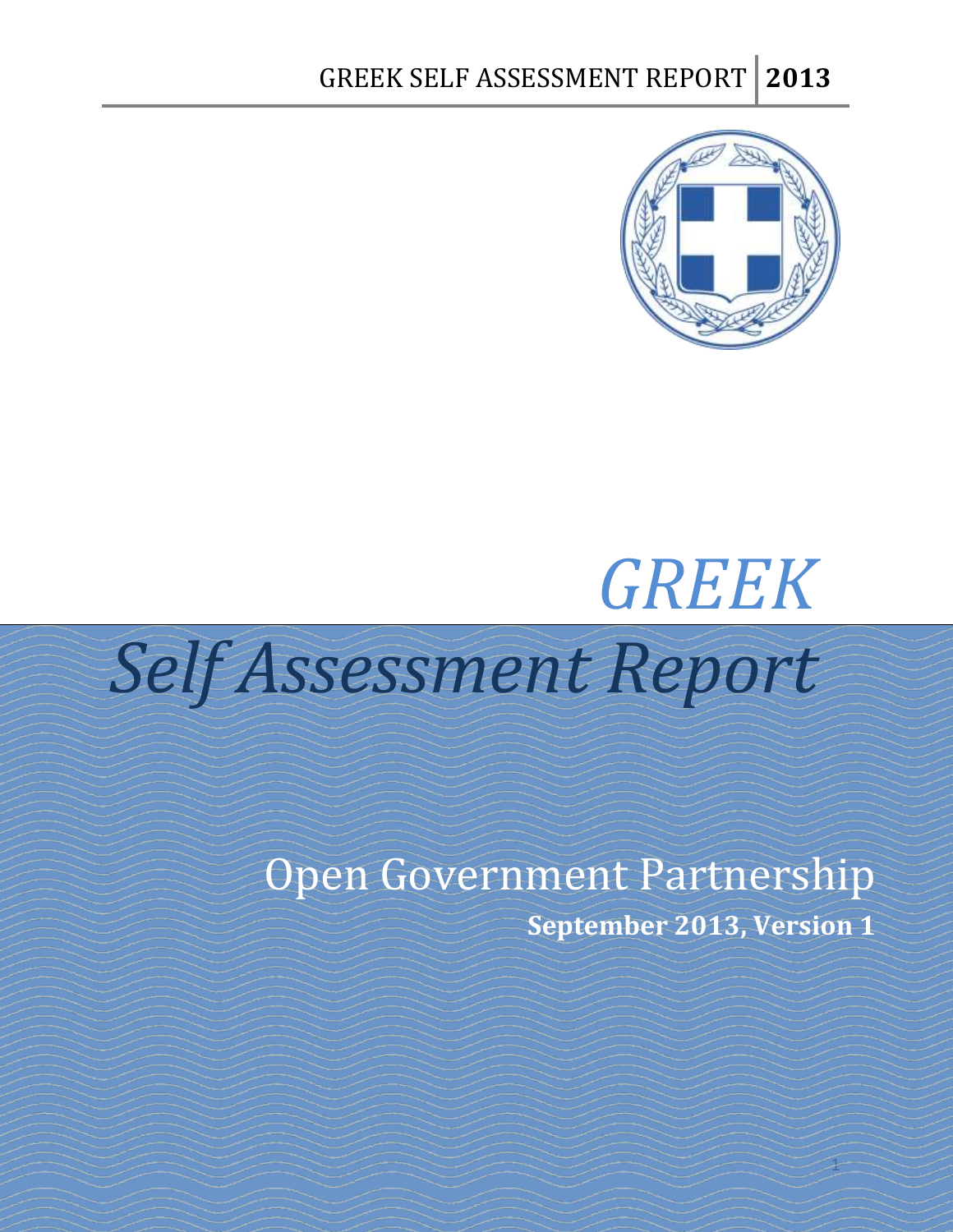# GREEK

# *Self Assessment Report*

## Open Government Partnership

**September 2013, Version 1**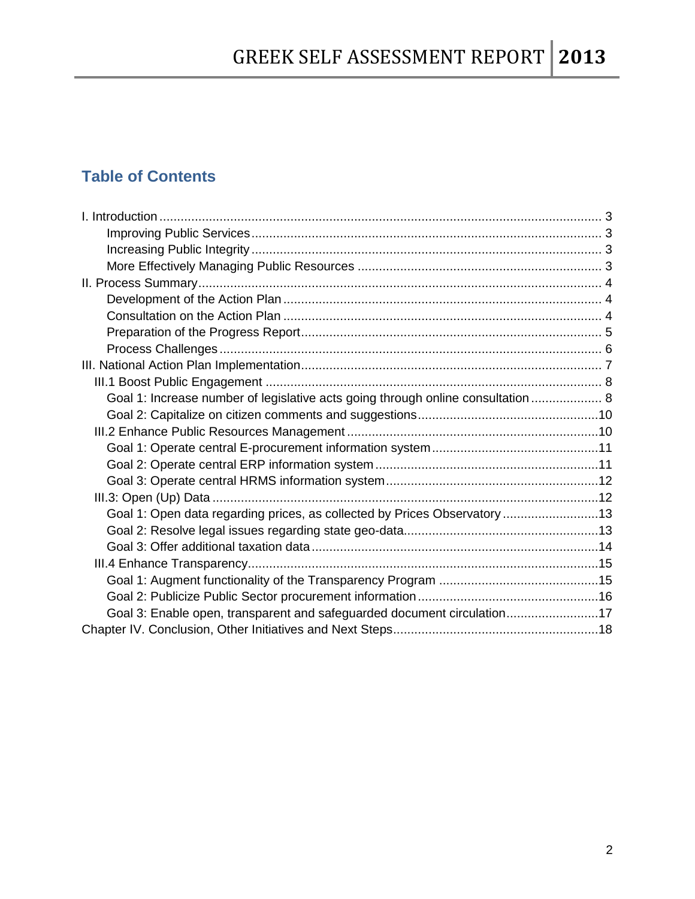## Table of Contents

- I. Introduction ... 3
  - Improving Public Services ... 3
  - Increasing Public Integrity ... 3
  - More Effectively Managing Public Resources ... 3
- II. Process Summary ... 4
  - Development of the Action Plan ... 4
  - Consultation on the Action Plan ... 4
  - Preparation of the Progress Report ... 5
  - Process Challenges ... 6
- III. National Action Plan Implementation ... 7
  - III.1 Boost Public Engagement ... 8
    - Goal 1: Increase number of legislative acts going through online consultation ... 8
    - Goal 2: Capitalize on citizen comments and suggestions ... 10
  - III.2 Enhance Public Resources Management ... 10
    - Goal 1: Operate central E-procurement information system ... 11
    - Goal 2: Operate central ERP information system ... 11
    - Goal 3: Operate central HRMS information system ... 12
  - III.3: Open (Up) Data ... 12
    - Goal 1: Open data regarding prices, as collected by Prices Observatory ... 13
    - Goal 2: Resolve legal issues regarding state geo-data ... 13
    - Goal 3: Offer additional taxation data ... 14
  - III.4 Enhance Transparency ... 15
    - Goal 1: Augment functionality of the Transparency Program ... 15
    - Goal 2: Publicize Public Sector procurement information ... 16
    - Goal 3: Enable open, transparent and safeguarded document circulation ... 17
- Chapter IV. Conclusion, Other Initiatives and Next Steps ... 18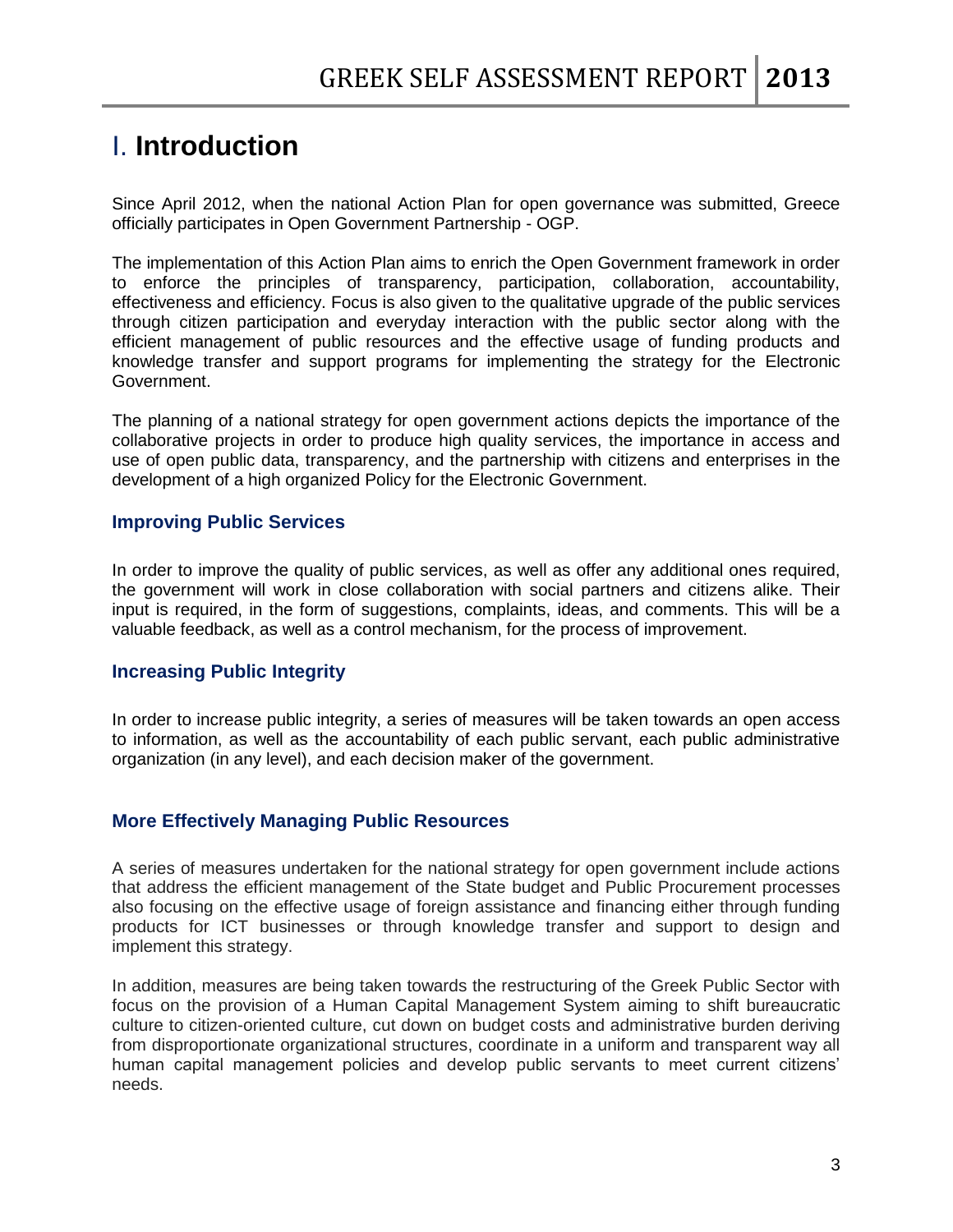# I. Introduction

Since April 2012, when the national Action Plan for open governance was submitted, Greece officially participates in Open Government Partnership - OGP.

The implementation of this Action Plan aims to enrich the Open Government framework in order to enforce the principles of transparency, participation, collaboration, accountability, effectiveness and efficiency. Focus is also given to the qualitative upgrade of the public services through citizen participation and everyday interaction with the public sector along with the efficient management of public resources and the effective usage of funding products and knowledge transfer and support programs for implementing the strategy for the Electronic Government.

The planning of a national strategy for open government actions depicts the importance of the collaborative projects in order to produce high quality services, the importance in access and use of open public data, transparency, and the partnership with citizens and enterprises in the development of a high organized Policy for the Electronic Government.

### Improving Public Services

In order to improve the quality of public services, as well as offer any additional ones required, the government will work in close collaboration with social partners and citizens alike. Their input is required, in the form of suggestions, complaints, ideas, and comments. This will be a valuable feedback, as well as a control mechanism, for the process of improvement.

### Increasing Public Integrity

In order to increase public integrity, a series of measures will be taken towards an open access to information, as well as the accountability of each public servant, each public administrative organization (in any level), and each decision maker of the government.

### More Effectively Managing Public Resources

A series of measures undertaken for the national strategy for open government include actions that address the efficient management of the State budget and Public Procurement processes also focusing on the effective usage of foreign assistance and financing either through funding products for ICT businesses or through knowledge transfer and support to design and implement this strategy.

In addition, measures are being taken towards the restructuring of the Greek Public Sector with focus on the provision of a Human Capital Management System aiming to shift bureaucratic culture to citizen-oriented culture, cut down on budget costs and administrative burden deriving from disproportionate organizational structures, coordinate in a uniform and transparent way all human capital management policies and develop public servants to meet current citizens' needs.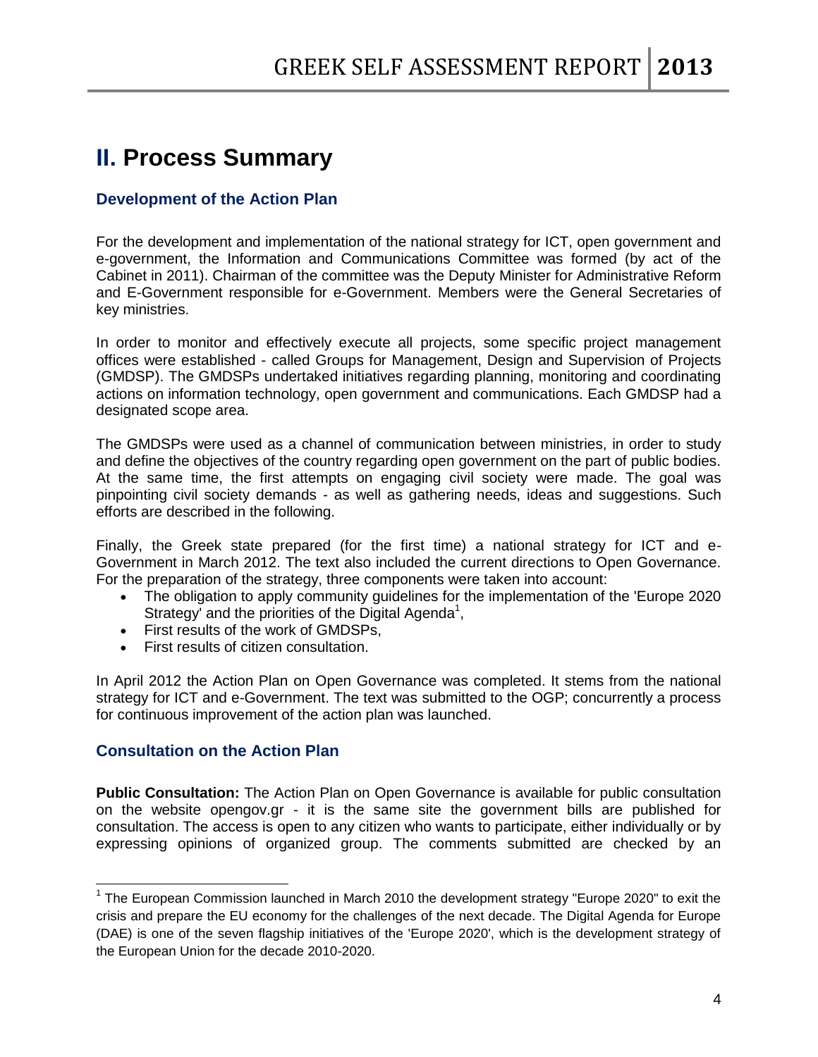# II. Process Summary

## Development of the Action Plan

For the development and implementation of the national strategy for ICT, open government and e-government, the Information and Communications Committee was formed (by act of the Cabinet in 2011). Chairman of the committee was the Deputy Minister for Administrative Reform and E-Government responsible for e-Government. Members were the General Secretaries of key ministries.

In order to monitor and effectively execute all projects, some specific project management offices were established - called Groups for Management, Design and Supervision of Projects (GMDSP). The GMDSPs undertaked initiatives regarding planning, monitoring and coordinating actions on information technology, open government and communications. Each GMDSP had a designated scope area.

The GMDSPs were used as a channel of communication between ministries, in order to study and define the objectives of the country regarding open government on the part of public bodies. At the same time, the first attempts on engaging civil society were made. The goal was pinpointing civil society demands - as well as gathering needs, ideas and suggestions. Such efforts are described in the following.

Finally, the Greek state prepared (for the first time) a national strategy for ICT and e-Government in March 2012. The text also included the current directions to Open Governance. For the preparation of the strategy, three components were taken into account:

- The obligation to apply community guidelines for the implementation of the 'Europe 2020 Strategy' and the priorities of the Digital Agenda[1],
- First results of the work of GMDSPs,
- First results of citizen consultation.

In April 2012 the Action Plan on Open Governance was completed. It stems from the national strategy for ICT and e-Government. The text was submitted to the OGP; concurrently a process for continuous improvement of the action plan was launched.

## Consultation on the Action Plan

**Public Consultation:** The Action Plan on Open Governance is available for public consultation on the website opengov.gr - it is the same site the government bills are published for consultation. The access is open to any citizen who wants to participate, either individually or by expressing opinions of organized group. The comments submitted are checked by an

---

[1] The European Commission launched in March 2010 the development strategy "Europe 2020" to exit the crisis and prepare the EU economy for the challenges of the next decade. The Digital Agenda for Europe (DAE) is one of the seven flagship initiatives of the 'Europe 2020', which is the development strategy of the European Union for the decade 2010-2020.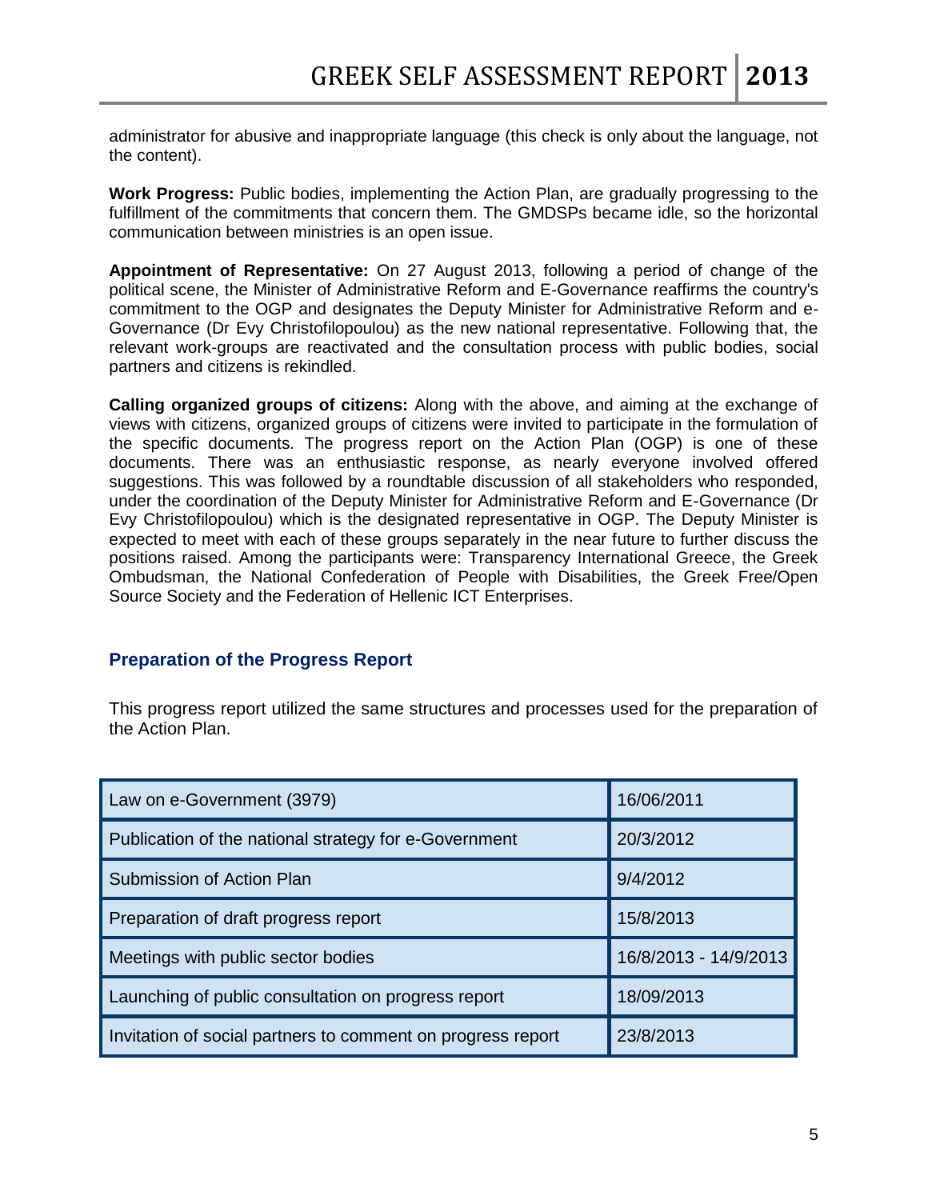administrator for abusive and inappropriate language (this check is only about the language, not the content).

**Work Progress:** Public bodies, implementing the Action Plan, are gradually progressing to the fulfillment of the commitments that concern them. The GMDSPs became idle, so the horizontal communication between ministries is an open issue.

**Appointment of Representative:** On 27 August 2013, following a period of change of the political scene, the Minister of Administrative Reform and E-Governance reaffirms the country's commitment to the OGP and designates the Deputy Minister for Administrative Reform and e-Governance (Dr Evy Christofilopoulou) as the new national representative. Following that, the relevant work-groups are reactivated and the consultation process with public bodies, social partners and citizens is rekindled.

**Calling organized groups of citizens:** Along with the above, and aiming at the exchange of views with citizens, organized groups of citizens were invited to participate in the formulation of the specific documents. The progress report on the Action Plan (OGP) is one of these documents. There was an enthusiastic response, as nearly everyone involved offered suggestions. This was followed by a roundtable discussion of all stakeholders who responded, under the coordination of the Deputy Minister for Administrative Reform and E-Governance (Dr Evy Christofilopoulou) which is the designated representative in OGP. The Deputy Minister is expected to meet with each of these groups separately in the near future to further discuss the positions raised. Among the participants were: Transparency International Greece, the Greek Ombudsman, the National Confederation of People with Disabilities, the Greek Free/Open Source Society and the Federation of Hellenic ICT Enterprises.

## Preparation of the Progress Report

This progress report utilized the same structures and processes used for the preparation of the Action Plan.

| | |
|---|---|
| Law on e-Government (3979) | 16/06/2011 |
| Publication of the national strategy for e-Government | 20/3/2012 |
| Submission of Action Plan | 9/4/2012 |
| Preparation of draft progress report | 15/8/2013 |
| Meetings with public sector bodies | 16/8/2013 - 14/9/2013 |
| Launching of public consultation on progress report | 18/09/2013 |
| Invitation of social partners to comment on progress report | 23/8/2013 |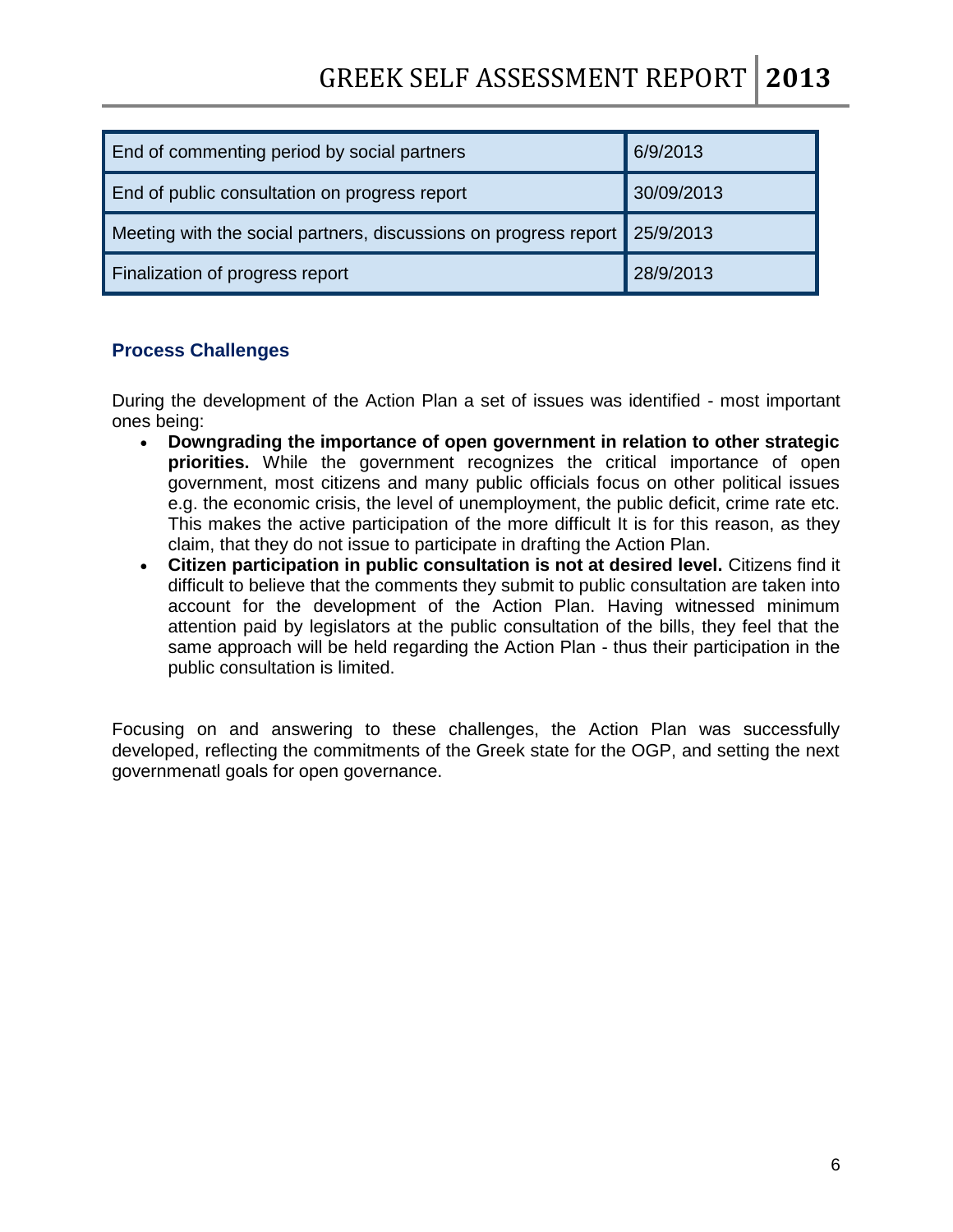| End of commenting period by social partners | 6/9/2013 |
| --- | --- |
| End of public consultation on progress report | 30/09/2013 |
| Meeting with the social partners, discussions on progress report | 25/9/2013 |
| Finalization of progress report | 28/9/2013 |

### Process Challenges

During the development of the Action Plan a set of issues was identified - most important ones being:

- **Downgrading the importance of open government in relation to other strategic priorities.** While the government recognizes the critical importance of open government, most citizens and many public officials focus on other political issues e.g. the economic crisis, the level of unemployment, the public deficit, crime rate etc. This makes the active participation of the more difficult It is for this reason, as they claim, that they do not issue to participate in drafting the Action Plan.
- **Citizen participation in public consultation is not at desired level.** Citizens find it difficult to believe that the comments they submit to public consultation are taken into account for the development of the Action Plan. Having witnessed minimum attention paid by legislators at the public consultation of the bills, they feel that the same approach will be held regarding the Action Plan - thus their participation in the public consultation is limited.

Focusing on and answering to these challenges, the Action Plan was successfully developed, reflecting the commitments of the Greek state for the OGP, and setting the next governmenatl goals for open governance.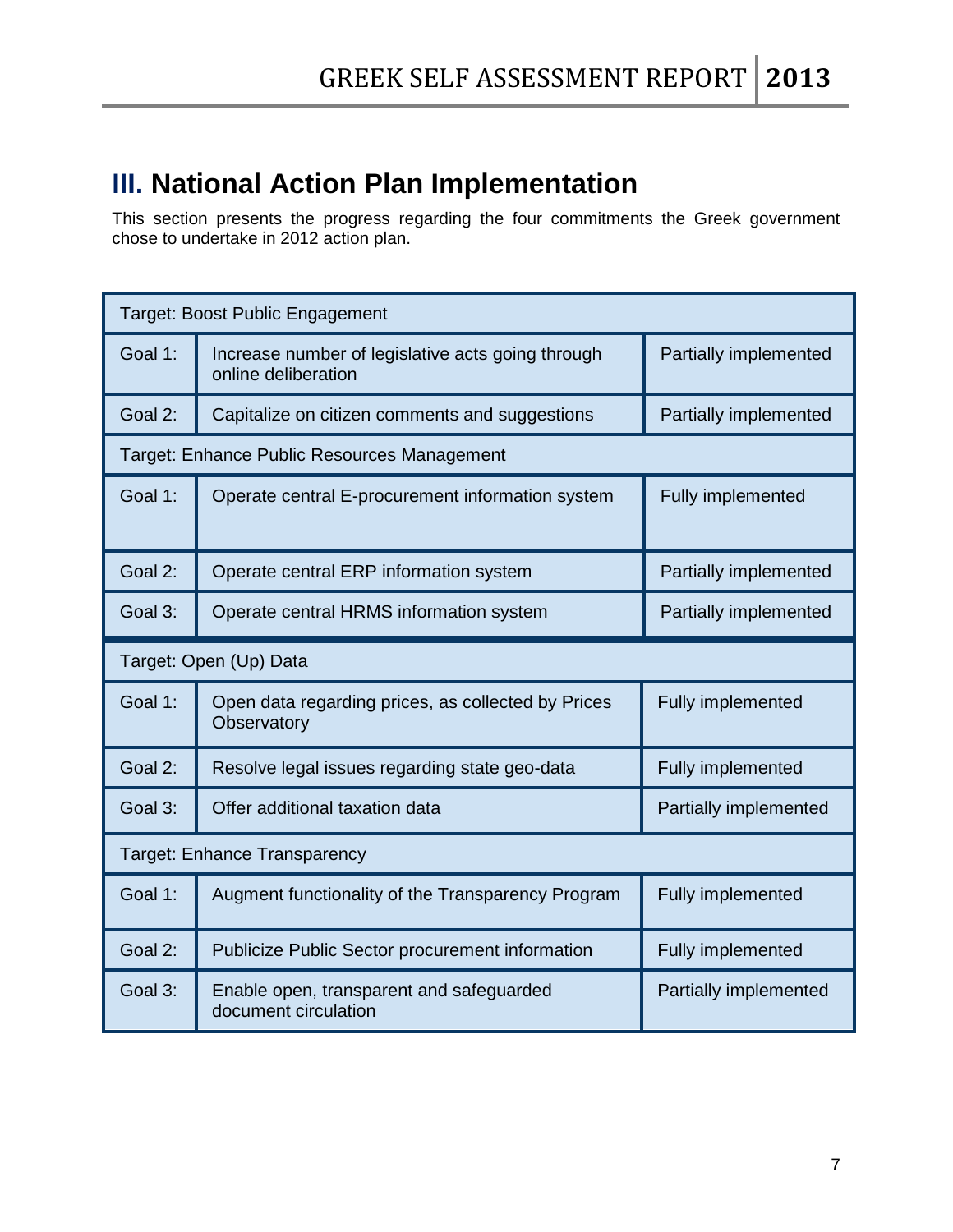# III. National Action Plan Implementation

This section presents the progress regarding the four commitments the Greek government chose to undertake in 2012 action plan.

| Target: Boost Public Engagement | | |
|---|---|---|
| Goal 1: | Increase number of legislative acts going through online deliberation | Partially implemented |
| Goal 2: | Capitalize on citizen comments and suggestions | Partially implemented |
| **Target: Enhance Public Resources Management** | | |
| Goal 1: | Operate central E-procurement information system | Fully implemented |
| Goal 2: | Operate central ERP information system | Partially implemented |
| Goal 3: | Operate central HRMS information system | Partially implemented |
| **Target: Open (Up) Data** | | |
| Goal 1: | Open data regarding prices, as collected by Prices Observatory | Fully implemented |
| Goal 2: | Resolve legal issues regarding state geo-data | Fully implemented |
| Goal 3: | Offer additional taxation data | Partially implemented |
| **Target: Enhance Transparency** | | |
| Goal 1: | Augment functionality of the Transparency Program | Fully implemented |
| Goal 2: | Publicize Public Sector procurement information | Fully implemented |
| Goal 3: | Enable open, transparent and safeguarded document circulation | Partially implemented |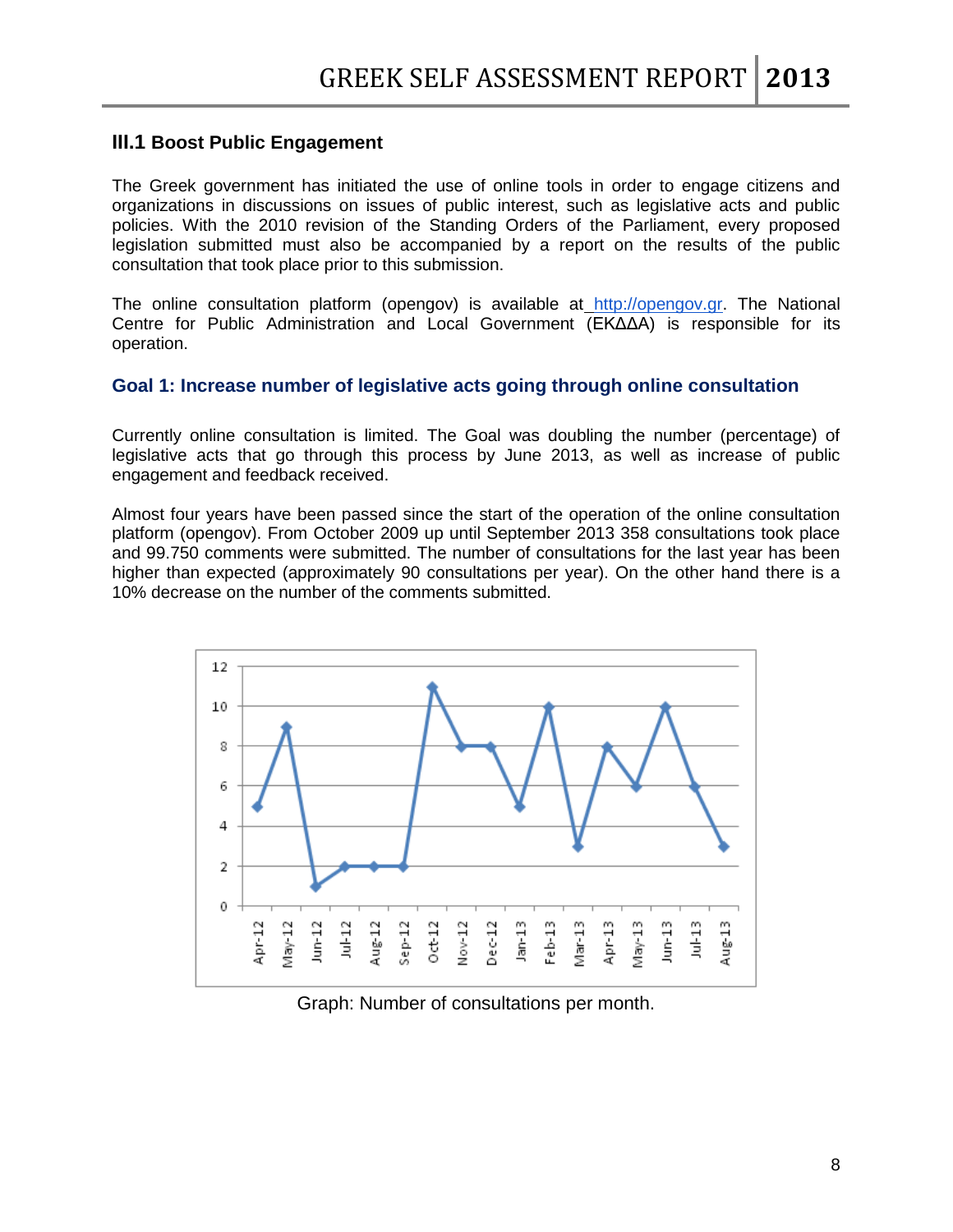### III.1 Boost Public Engagement

The Greek government has initiated the use of online tools in order to engage citizens and organizations in discussions on issues of public interest, such as legislative acts and public policies. With the 2010 revision of the Standing Orders of the Parliament, every proposed legislation submitted must also be accompanied by a report on the results of the public consultation that took place prior to this submission.

The online consultation platform (opengov) is available at http://opengov.gr. The National Centre for Public Administration and Local Government (ΕΚΔΔΑ) is responsible for its operation.

#### Goal 1: Increase number of legislative acts going through online consultation

Currently online consultation is limited. The Goal was doubling the number (percentage) of legislative acts that go through this process by June 2013, as well as increase of public engagement and feedback received.

Almost four years have been passed since the start of the operation of the online consultation platform (opengov). From October 2009 up until September 2013 358 consultations took place and 99.750 comments were submitted. The number of consultations for the last year has been higher than expected (approximately 90 consultations per year). On the other hand there is a 10% decrease on the number of the comments submitted.

| Month | Number of consultations |
|---|---|
| Apr-12 | 5 |
| May-12 | 9 |
| Jun-12 | 1 |
| Jul-12 | 2 |
| Aug-12 | 2 |
| Sep-12 | 2 |
| Oct-12 | 11 |
| Nov-12 | 8 |
| Dec-12 | 8 |
| Jan-13 | 5 |
| Feb-13 | 10 |
| Mar-13 | 3 |
| Apr-13 | 8 |
| May-13 | 6 |
| Jun-13 | 10 |
| Jul-13 | 6 |
| Aug-13 | 3 |

Graph: Number of consultations per month.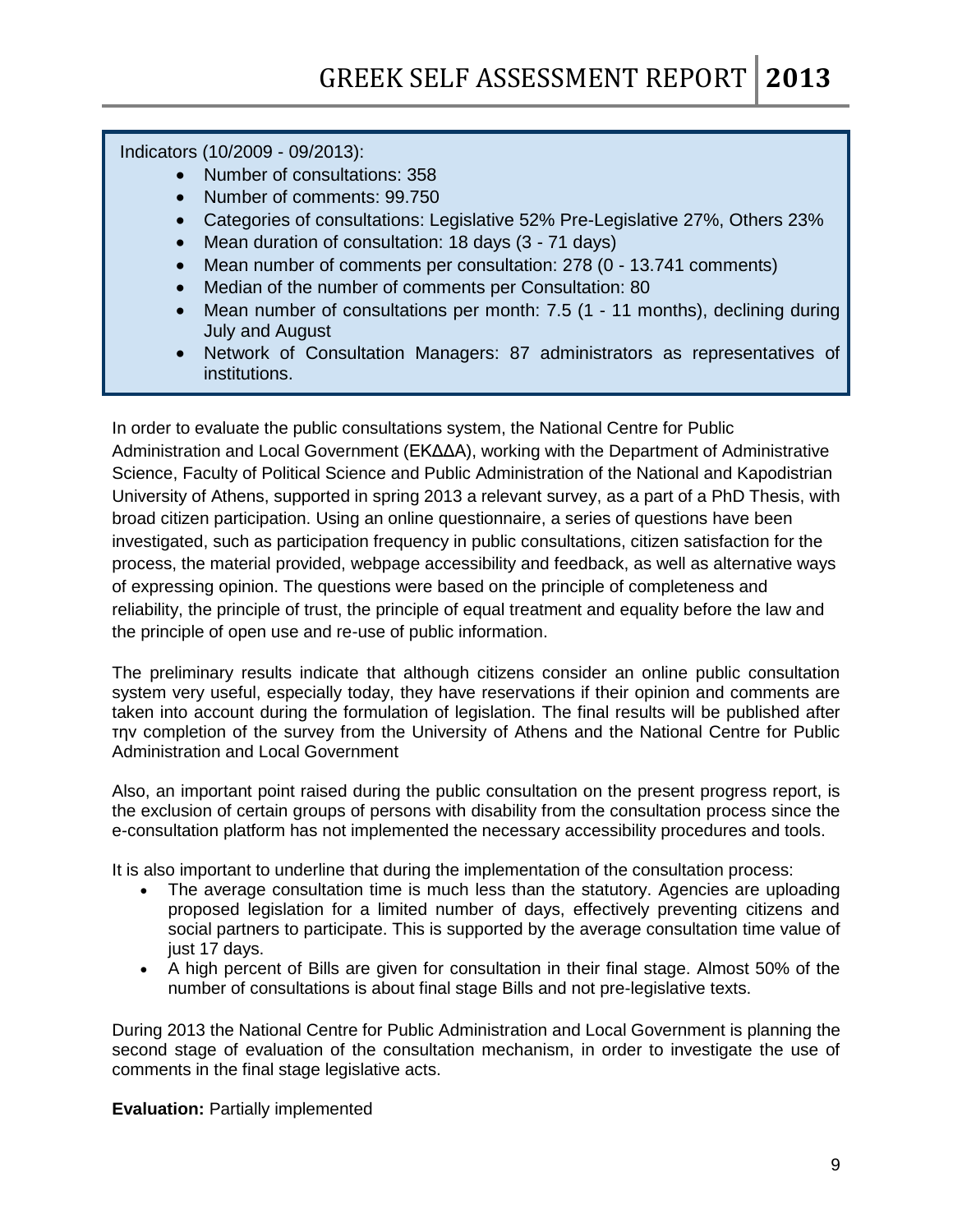Indicators (10/2009 - 09/2013):

- Number of consultations: 358
- Number of comments: 99.750
- Categories of consultations: Legislative 52% Pre-Legislative 27%, Others 23%
- Mean duration of consultation: 18 days (3 - 71 days)
- Mean number of comments per consultation: 278 (0 - 13.741 comments)
- Median of the number of comments per Consultation: 80
- Mean number of consultations per month: 7.5 (1 - 11 months), declining during July and August
- Network of Consultation Managers: 87 administrators as representatives of institutions.

In order to evaluate the public consultations system, the National Centre for Public Administration and Local Government (ΕΚΔΔΑ), working with the Department of Administrative Science, Faculty of Political Science and Public Administration of the National and Kapodistrian University of Athens, supported in spring 2013 a relevant survey, as a part of a PhD Thesis, with broad citizen participation. Using an online questionnaire, a series of questions have been investigated, such as participation frequency in public consultations, citizen satisfaction for the process, the material provided, webpage accessibility and feedback, as well as alternative ways of expressing opinion. The questions were based on the principle of completeness and reliability, the principle of trust, the principle of equal treatment and equality before the law and the principle of open use and re-use of public information.

The preliminary results indicate that although citizens consider an online public consultation system very useful, especially today, they have reservations if their opinion and comments are taken into account during the formulation of legislation. The final results will be published after την completion of the survey from the University of Athens and the National Centre for Public Administration and Local Government

Also, an important point raised during the public consultation on the present progress report, is the exclusion of certain groups of persons with disability from the consultation process since the e-consultation platform has not implemented the necessary accessibility procedures and tools.

It is also important to underline that during the implementation of the consultation process:

- The average consultation time is much less than the statutory. Agencies are uploading proposed legislation for a limited number of days, effectively preventing citizens and social partners to participate. This is supported by the average consultation time value of just 17 days.
- A high percent of Bills are given for consultation in their final stage. Almost 50% of the number of consultations is about final stage Bills and not pre-legislative texts.

During 2013 the National Centre for Public Administration and Local Government is planning the second stage of evaluation of the consultation mechanism, in order to investigate the use of comments in the final stage legislative acts.

**Evaluation:** Partially implemented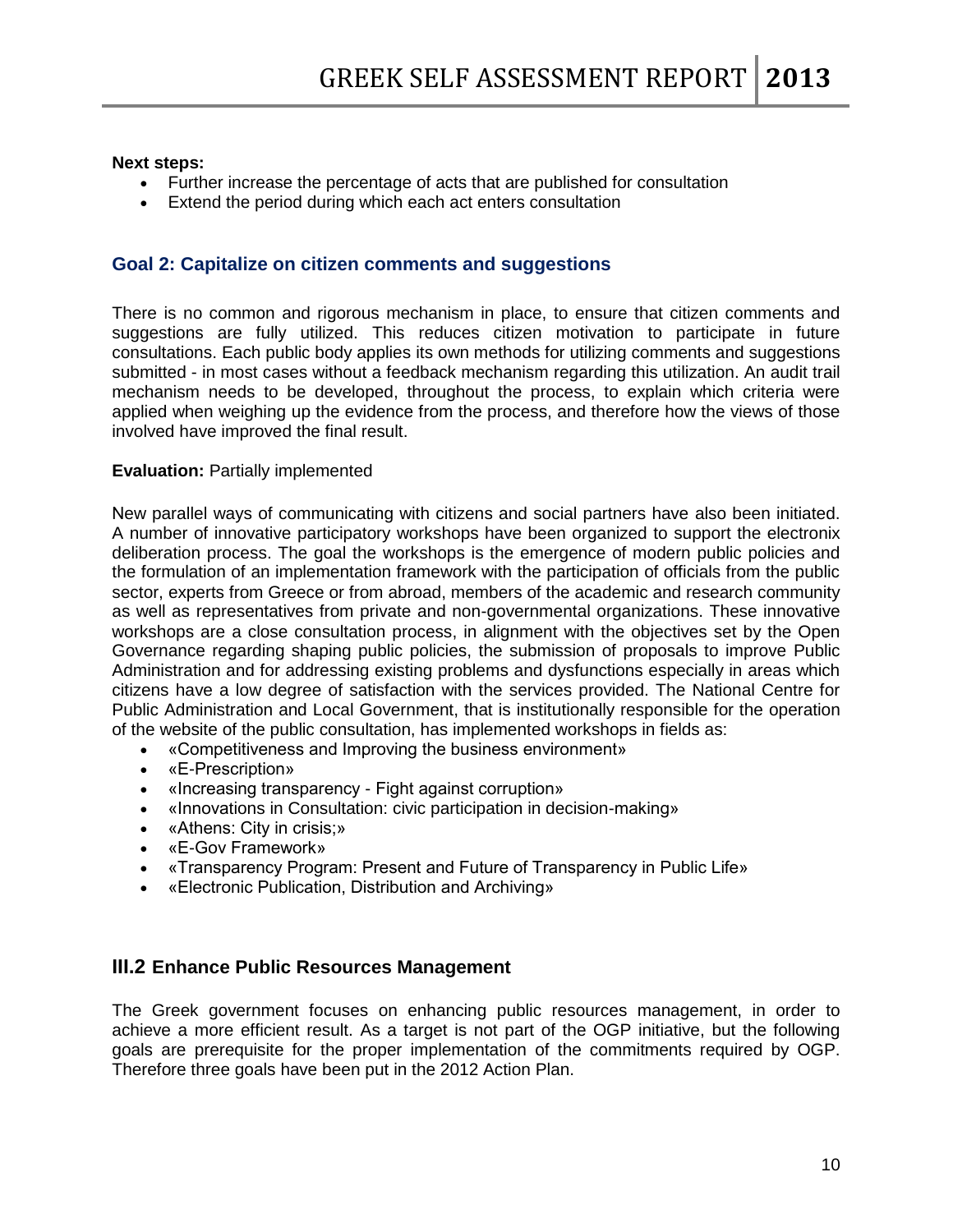**Next steps:**

- Further increase the percentage of acts that are published for consultation
- Extend the period during which each act enters consultation

### Goal 2: Capitalize on citizen comments and suggestions

There is no common and rigorous mechanism in place, to ensure that citizen comments and suggestions are fully utilized. This reduces citizen motivation to participate in future consultations. Each public body applies its own methods for utilizing comments and suggestions submitted - in most cases without a feedback mechanism regarding this utilization. An audit trail mechanism needs to be developed, throughout the process, to explain which criteria were applied when weighing up the evidence from the process, and therefore how the views of those involved have improved the final result.

**Evaluation:** Partially implemented

New parallel ways of communicating with citizens and social partners have also been initiated. A number of innovative participatory workshops have been organized to support the electronix deliberation process. The goal the workshops is the emergence of modern public policies and the formulation of an implementation framework with the participation of officials from the public sector, experts from Greece or from abroad, members of the academic and research community as well as representatives from private and non-governmental organizations. These innovative workshops are a close consultation process, in alignment with the objectives set by the Open Governance regarding shaping public policies, the submission of proposals to improve Public Administration and for addressing existing problems and dysfunctions especially in areas which citizens have a low degree of satisfaction with the services provided. The National Centre for Public Administration and Local Government, that is institutionally responsible for the operation of the website of the public consultation, has implemented workshops in fields as:

- «Competitiveness and Improving the business environment»
- «E-Prescription»
- «Increasing transparency - Fight against corruption»
- «Innovations in Consultation: civic participation in decision-making»
- «Athens: City in crisis;»
- «E-Gov Framework»
- «Transparency Program: Present and Future of Transparency in Public Life»
- «Electronic Publication, Distribution and Archiving»

## III.2 Enhance Public Resources Management

The Greek government focuses on enhancing public resources management, in order to achieve a more efficient result. As a target is not part of the OGP initiative, but the following goals are prerequisite for the proper implementation of the commitments required by OGP. Therefore three goals have been put in the 2012 Action Plan.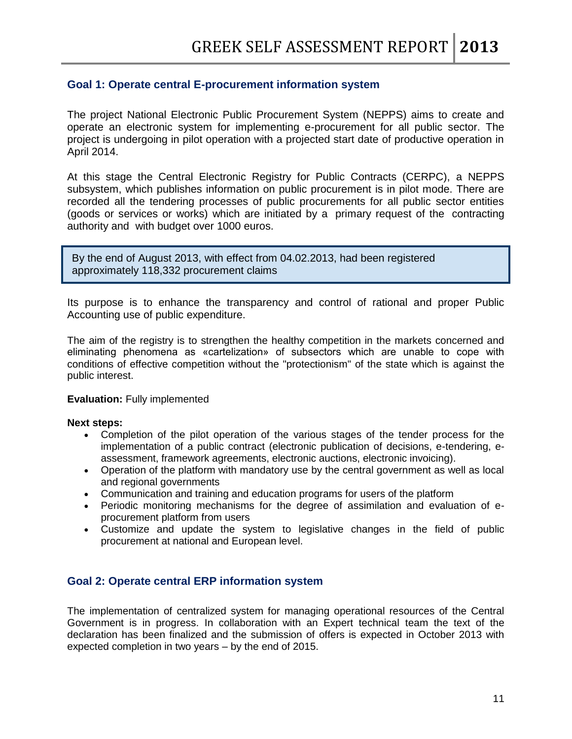## Goal 1: Operate central E-procurement information system

The project National Electronic Public Procurement System (NEPPS) aims to create and operate an electronic system for implementing e-procurement for all public sector. The project is undergoing in pilot operation with a projected start date of productive operation in April 2014.

At this stage the Central Electronic Registry for Public Contracts (CERPC), a NEPPS subsystem, which publishes information on public procurement is in pilot mode. There are recorded all the tendering processes of public procurements for all public sector entities (goods or services or works) which are initiated by a primary request of the contracting authority and with budget over 1000 euros.

> By the end of August 2013, with effect from 04.02.2013, had been registered approximately 118,332 procurement claims

Its purpose is to enhance the transparency and control of rational and proper Public Accounting use of public expenditure.

The aim of the registry is to strengthen the healthy competition in the markets concerned and eliminating phenomena as «cartelization» of subsectors which are unable to cope with conditions of effective competition without the "protectionism" of the state which is against the public interest.

**Evaluation:** Fully implemented

**Next steps:**

- Completion of the pilot operation of the various stages of the tender process for the implementation of a public contract (electronic publication of decisions, e-tendering, e-assessment, framework agreements, electronic auctions, electronic invoicing).
- Operation of the platform with mandatory use by the central government as well as local and regional governments
- Communication and training and education programs for users of the platform
- Periodic monitoring mechanisms for the degree of assimilation and evaluation of e-procurement platform from users
- Customize and update the system to legislative changes in the field of public procurement at national and European level.

## Goal 2: Operate central ERP information system

The implementation of centralized system for managing operational resources of the Central Government is in progress. In collaboration with an Expert technical team the text of the declaration has been finalized and the submission of offers is expected in October 2013 with expected completion in two years – by the end of 2015.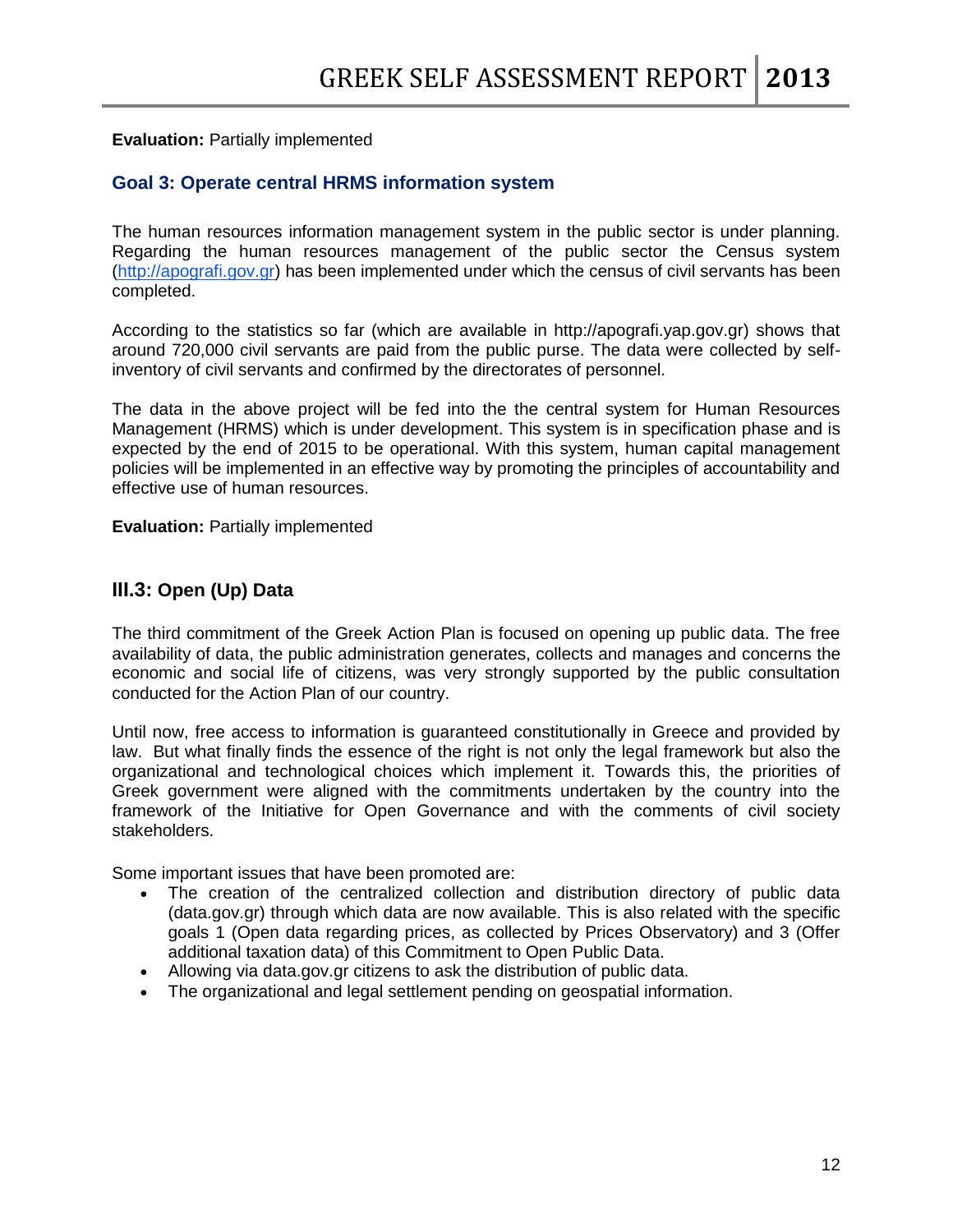**Evaluation:** Partially implemented

### Goal 3: Operate central HRMS information system

The human resources information management system in the public sector is under planning. Regarding the human resources management of the public sector the Census system (http://apografi.gov.gr) has been implemented under which the census of civil servants has been completed.

According to the statistics so far (which are available in http://apografi.yap.gov.gr) shows that around 720,000 civil servants are paid from the public purse. The data were collected by self-inventory of civil servants and confirmed by the directorates of personnel.

The data in the above project will be fed into the the central system for Human Resources Management (HRMS) which is under development. This system is in specification phase and is expected by the end of 2015 to be operational. With this system, human capital management policies will be implemented in an effective way by promoting the principles of accountability and effective use of human resources.

**Evaluation:** Partially implemented

## III.3: Open (Up) Data

The third commitment of the Greek Action Plan is focused on opening up public data. The free availability of data, the public administration generates, collects and manages and concerns the economic and social life of citizens, was very strongly supported by the public consultation conducted for the Action Plan of our country.

Until now, free access to information is guaranteed constitutionally in Greece and provided by law. But what finally finds the essence of the right is not only the legal framework but also the organizational and technological choices which implement it. Towards this, the priorities of Greek government were aligned with the commitments undertaken by the country into the framework of the Initiative for Open Governance and with the comments of civil society stakeholders.

Some important issues that have been promoted are:

- The creation of the centralized collection and distribution directory of public data (data.gov.gr) through which data are now available. This is also related with the specific goals 1 (Open data regarding prices, as collected by Prices Observatory) and 3 (Offer additional taxation data) of this Commitment to Open Public Data.
- Allowing via data.gov.gr citizens to ask the distribution of public data.
- The organizational and legal settlement pending on geospatial information.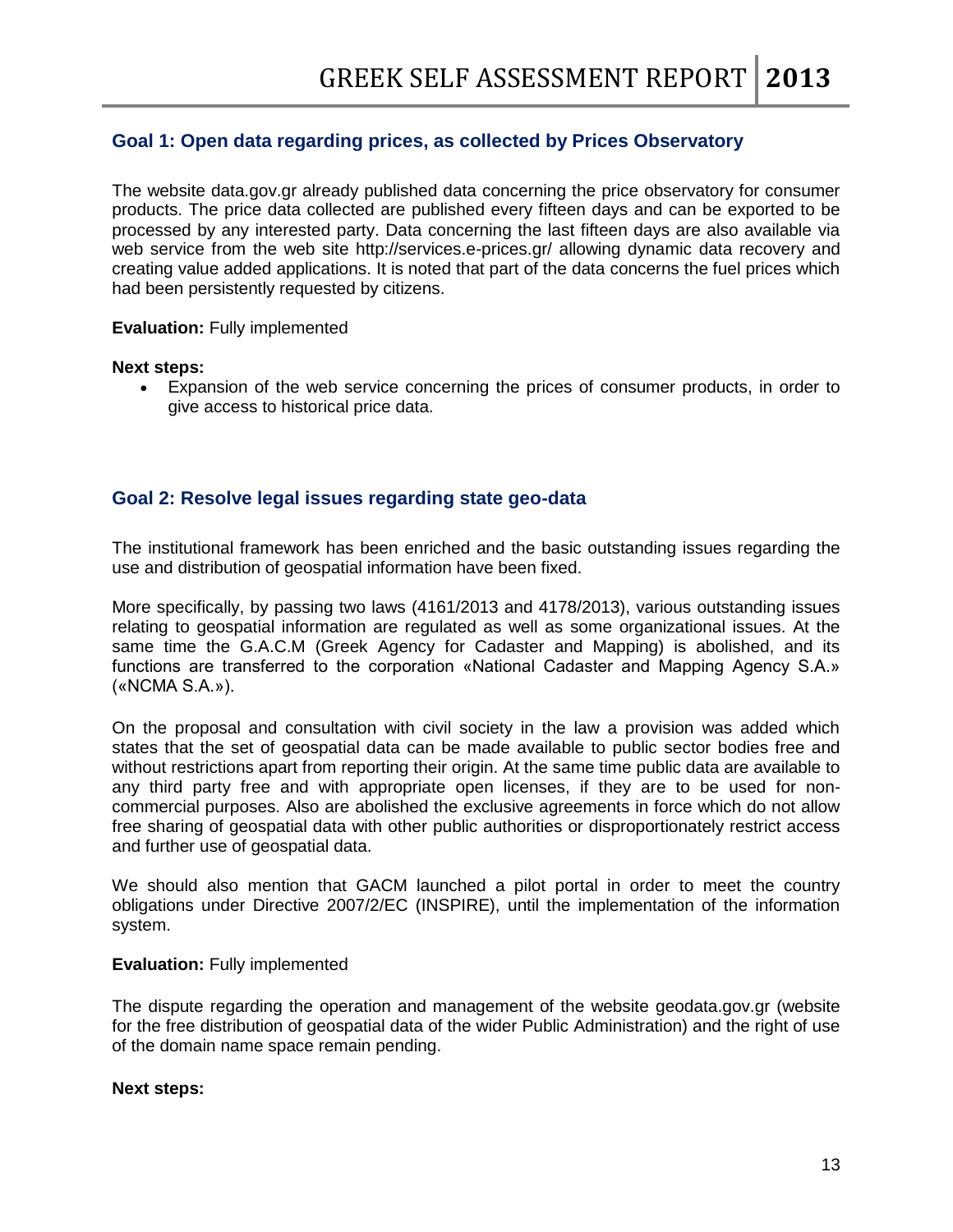## Goal 1: Open data regarding prices, as collected by Prices Observatory

The website data.gov.gr already published data concerning the price observatory for consumer products. The price data collected are published every fifteen days and can be exported to be processed by any interested party. Data concerning the last fifteen days are also available via web service from the web site http://services.e-prices.gr/ allowing dynamic data recovery and creating value added applications. It is noted that part of the data concerns the fuel prices which had been persistently requested by citizens.

**Evaluation:** Fully implemented

**Next steps:**

- Expansion of the web service concerning the prices of consumer products, in order to give access to historical price data.

## Goal 2: Resolve legal issues regarding state geo-data

The institutional framework has been enriched and the basic outstanding issues regarding the use and distribution of geospatial information have been fixed.

More specifically, by passing two laws (4161/2013 and 4178/2013), various outstanding issues relating to geospatial information are regulated as well as some organizational issues. At the same time the G.A.C.M (Greek Agency for Cadaster and Mapping) is abolished, and its functions are transferred to the corporation «National Cadaster and Mapping Agency S.A.» («NCMA S.A.»).

On the proposal and consultation with civil society in the law a provision was added which states that the set of geospatial data can be made available to public sector bodies free and without restrictions apart from reporting their origin. At the same time public data are available to any third party free and with appropriate open licenses, if they are to be used for non-commercial purposes. Also are abolished the exclusive agreements in force which do not allow free sharing of geospatial data with other public authorities or disproportionately restrict access and further use of geospatial data.

We should also mention that GACM launched a pilot portal in order to meet the country obligations under Directive 2007/2/EC (INSPIRE), until the implementation of the information system.

**Evaluation:** Fully implemented

The dispute regarding the operation and management of the website geodata.gov.gr (website for the free distribution of geospatial data of the wider Public Administration) and the right of use of the domain name space remain pending.

**Next steps:**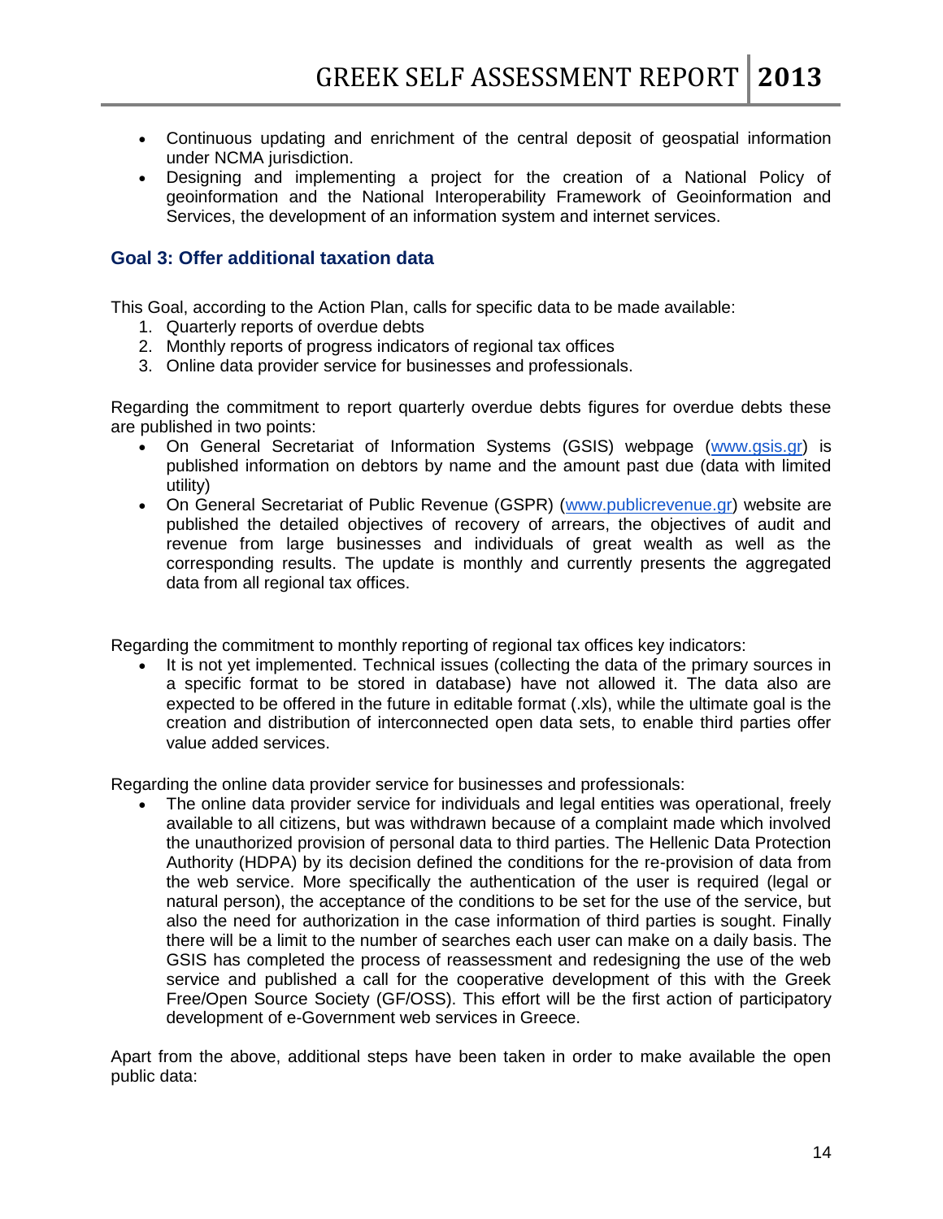- Continuous updating and enrichment of the central deposit of geospatial information under NCMA jurisdiction.
- Designing and implementing a project for the creation of a National Policy of geoinformation and the National Interoperability Framework of Geoinformation and Services, the development of an information system and internet services.

### Goal 3: Offer additional taxation data

This Goal, according to the Action Plan, calls for specific data to be made available:

1. Quarterly reports of overdue debts
2. Monthly reports of progress indicators of regional tax offices
3. Online data provider service for businesses and professionals.

Regarding the commitment to report quarterly overdue debts figures for overdue debts these are published in two points:

- On General Secretariat of Information Systems (GSIS) webpage (www.gsis.gr) is published information on debtors by name and the amount past due (data with limited utility)
- On General Secretariat of Public Revenue (GSPR) (www.publicrevenue.gr) website are published the detailed objectives of recovery of arrears, the objectives of audit and revenue from large businesses and individuals of great wealth as well as the corresponding results. The update is monthly and currently presents the aggregated data from all regional tax offices.

Regarding the commitment to monthly reporting of regional tax offices key indicators:

- It is not yet implemented. Technical issues (collecting the data of the primary sources in a specific format to be stored in database) have not allowed it. The data also are expected to be offered in the future in editable format (.xls), while the ultimate goal is the creation and distribution of interconnected open data sets, to enable third parties offer value added services.

Regarding the online data provider service for businesses and professionals:

- The online data provider service for individuals and legal entities was operational, freely available to all citizens, but was withdrawn because of a complaint made which involved the unauthorized provision of personal data to third parties. The Hellenic Data Protection Authority (HDPA) by its decision defined the conditions for the re-provision of data from the web service. More specifically the authentication of the user is required (legal or natural person), the acceptance of the conditions to be set for the use of the service, but also the need for authorization in the case information of third parties is sought. Finally there will be a limit to the number of searches each user can make on a daily basis. The GSIS has completed the process of reassessment and redesigning the use of the web service and published a call for the cooperative development of this with the Greek Free/Open Source Society (GF/OSS). This effort will be the first action of participatory development of e-Government web services in Greece.

Apart from the above, additional steps have been taken in order to make available the open public data: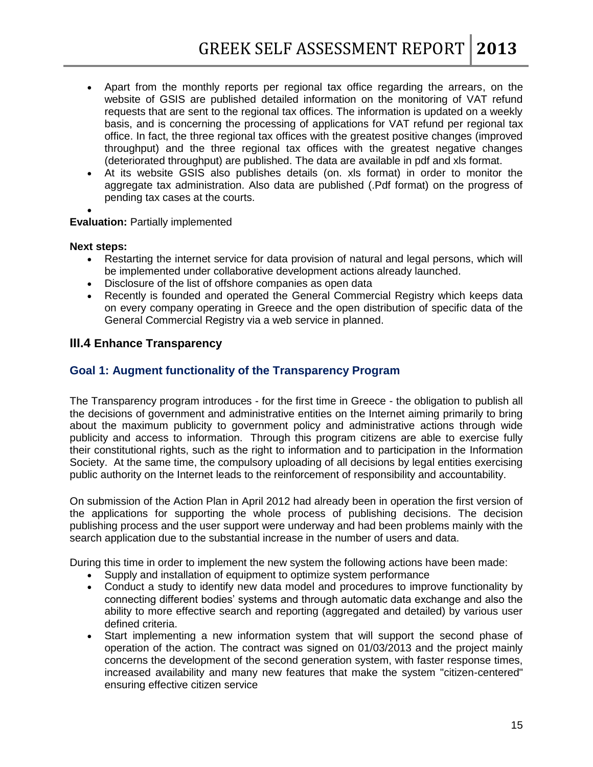- Apart from the monthly reports per regional tax office regarding the arrears, on the website of GSIS are published detailed information on the monitoring of VAT refund requests that are sent to the regional tax offices. The information is updated on a weekly basis, and is concerning the processing of applications for VAT refund per regional tax office. In fact, the three regional tax offices with the greatest positive changes (improved throughput) and the three regional tax offices with the greatest negative changes (deteriorated throughput) are published. The data are available in pdf and xls format.
- At its website GSIS also publishes details (on. xls format) in order to monitor the aggregate tax administration. Also data are published (.Pdf format) on the progress of pending tax cases at the courts.

**Evaluation:** Partially implemented

**Next steps:**

- Restarting the internet service for data provision of natural and legal persons, which will be implemented under collaborative development actions already launched.
- Disclosure of the list of offshore companies as open data
- Recently is founded and operated the General Commercial Registry which keeps data on every company operating in Greece and the open distribution of specific data of the General Commercial Registry via a web service in planned.

## III.4 Enhance Transparency

### Goal 1: Augment functionality of the Transparency Program

The Transparency program introduces - for the first time in Greece - the obligation to publish all the decisions of government and administrative entities on the Internet aiming primarily to bring about the maximum publicity to government policy and administrative actions through wide publicity and access to information. Through this program citizens are able to exercise fully their constitutional rights, such as the right to information and to participation in the Information Society. At the same time, the compulsory uploading of all decisions by legal entities exercising public authority on the Internet leads to the reinforcement of responsibility and accountability.

On submission of the Action Plan in April 2012 had already been in operation the first version of the applications for supporting the whole process of publishing decisions. The decision publishing process and the user support were underway and had been problems mainly with the search application due to the substantial increase in the number of users and data.

During this time in order to implement the new system the following actions have been made:

- Supply and installation of equipment to optimize system performance
- Conduct a study to identify new data model and procedures to improve functionality by connecting different bodies' systems and through automatic data exchange and also the ability to more effective search and reporting (aggregated and detailed) by various user defined criteria.
- Start implementing a new information system that will support the second phase of operation of the action. The contract was signed on 01/03/2013 and the project mainly concerns the development of the second generation system, with faster response times, increased availability and many new features that make the system "citizen-centered" ensuring effective citizen service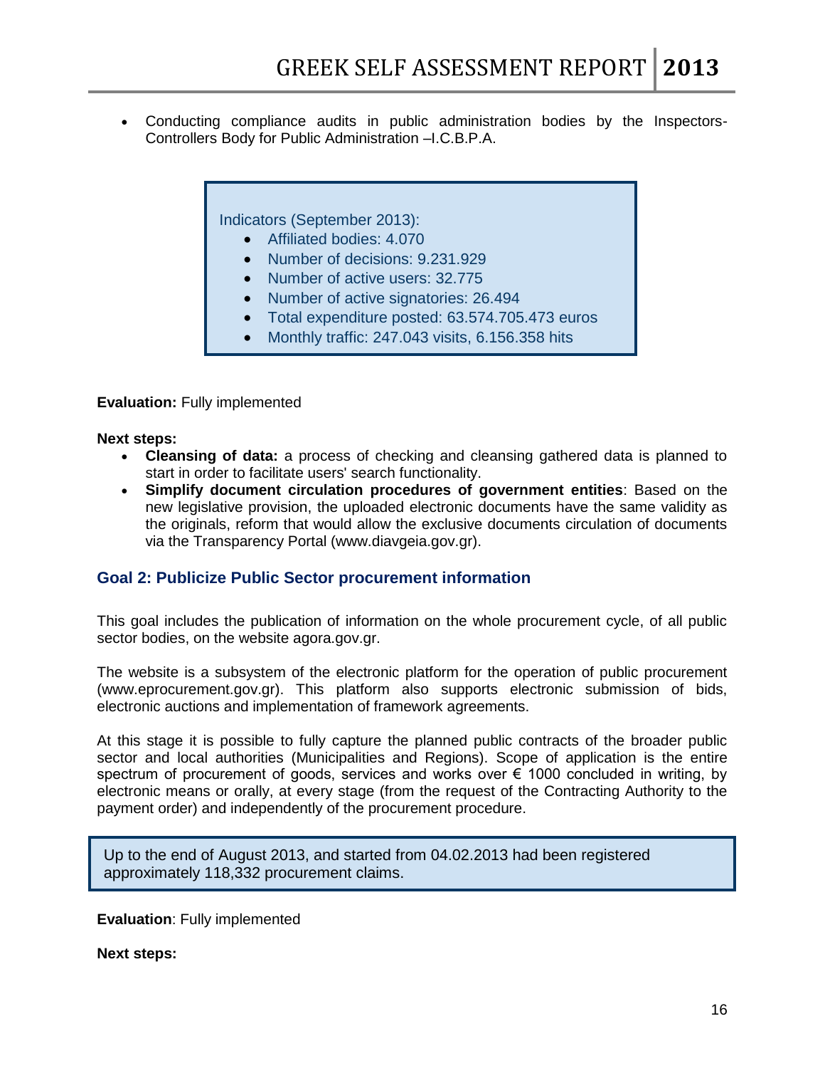- Conducting compliance audits in public administration bodies by the Inspectors-Controllers Body for Public Administration –I.C.B.P.A.

> Indicators (September 2013):
> - Affiliated bodies: 4.070
> - Number of decisions: 9.231.929
> - Number of active users: 32.775
> - Number of active signatories: 26.494
> - Total expenditure posted: 63.574.705.473 euros
> - Monthly traffic: 247.043 visits, 6.156.358 hits

**Evaluation:** Fully implemented

**Next steps:**

- **Cleansing of data:** a process of checking and cleansing gathered data is planned to start in order to facilitate users' search functionality.
- **Simplify document circulation procedures of government entities**: Based on the new legislative provision, the uploaded electronic documents have the same validity as the originals, reform that would allow the exclusive documents circulation of documents via the Transparency Portal (www.diavgeia.gov.gr).

## Goal 2: Publicize Public Sector procurement information

This goal includes the publication of information on the whole procurement cycle, of all public sector bodies, on the website agora.gov.gr.

The website is a subsystem of the electronic platform for the operation of public procurement (www.eprocurement.gov.gr). This platform also supports electronic submission of bids, electronic auctions and implementation of framework agreements.

At this stage it is possible to fully capture the planned public contracts of the broader public sector and local authorities (Municipalities and Regions). Scope of application is the entire spectrum of procurement of goods, services and works over € 1000 concluded in writing, by electronic means or orally, at every stage (from the request of the Contracting Authority to the payment order) and independently of the procurement procedure.

> Up to the end of August 2013, and started from 04.02.2013 had been registered approximately 118,332 procurement claims.

**Evaluation**: Fully implemented

**Next steps:**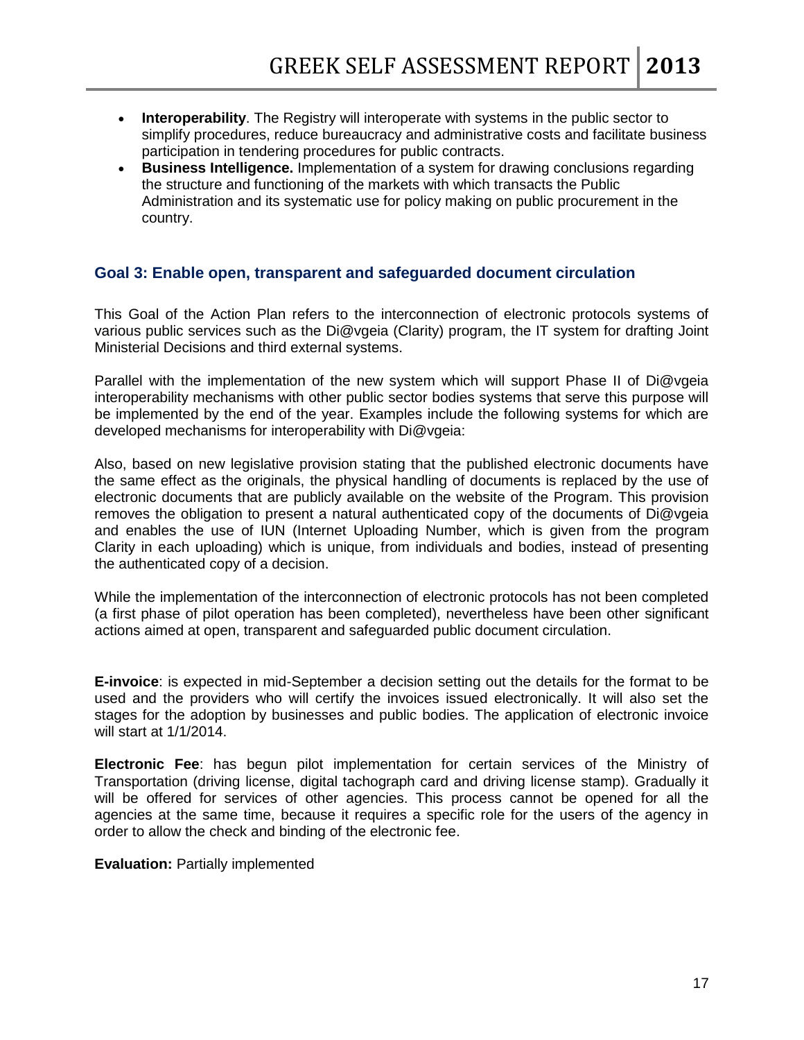- **Interoperability**. The Registry will interoperate with systems in the public sector to simplify procedures, reduce bureaucracy and administrative costs and facilitate business participation in tendering procedures for public contracts.
- **Business Intelligence.** Implementation of a system for drawing conclusions regarding the structure and functioning of the markets with which transacts the Public Administration and its systematic use for policy making on public procurement in the country.

### Goal 3: Enable open, transparent and safeguarded document circulation

This Goal of the Action Plan refers to the interconnection of electronic protocols systems of various public services such as the Di@vgeia (Clarity) program, the IT system for drafting Joint Ministerial Decisions and third external systems.

Parallel with the implementation of the new system which will support Phase II of Di@vgeia interoperability mechanisms with other public sector bodies systems that serve this purpose will be implemented by the end of the year. Examples include the following systems for which are developed mechanisms for interoperability with Di@vgeia:

Also, based on new legislative provision stating that the published electronic documents have the same effect as the originals, the physical handling of documents is replaced by the use of electronic documents that are publicly available on the website of the Program. This provision removes the obligation to present a natural authenticated copy of the documents of Di@vgeia and enables the use of IUN (Internet Uploading Number, which is given from the program Clarity in each uploading) which is unique, from individuals and bodies, instead of presenting the authenticated copy of a decision.

While the implementation of the interconnection of electronic protocols has not been completed (a first phase of pilot operation has been completed), nevertheless have been other significant actions aimed at open, transparent and safeguarded public document circulation.

**E-invoice**: is expected in mid-September a decision setting out the details for the format to be used and the providers who will certify the invoices issued electronically. It will also set the stages for the adoption by businesses and public bodies. The application of electronic invoice will start at 1/1/2014.

**Electronic Fee**: has begun pilot implementation for certain services of the Ministry of Transportation (driving license, digital tachograph card and driving license stamp). Gradually it will be offered for services of other agencies. This process cannot be opened for all the agencies at the same time, because it requires a specific role for the users of the agency in order to allow the check and binding of the electronic fee.

**Evaluation:** Partially implemented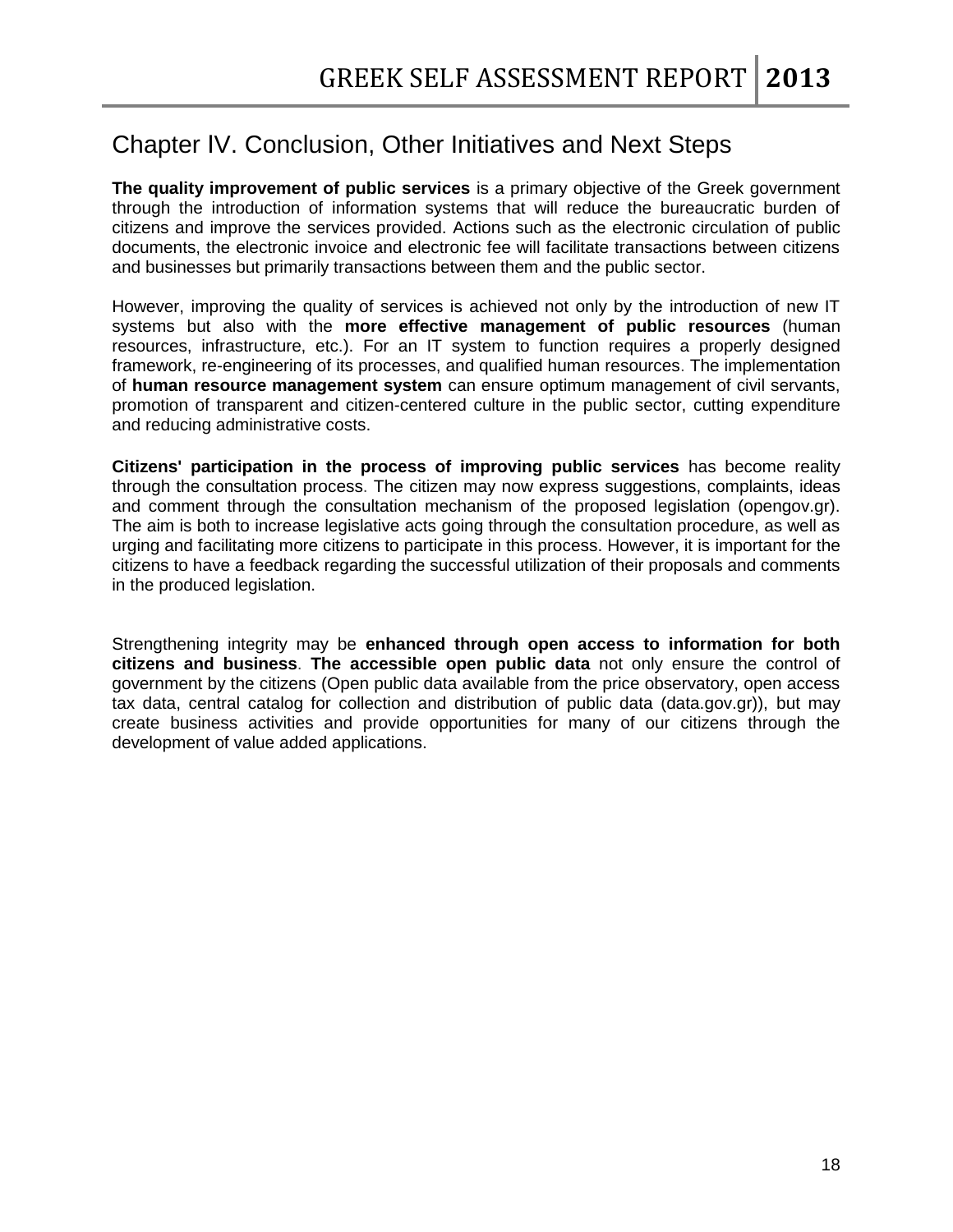# Chapter IV. Conclusion, Other Initiatives and Next Steps

**The quality improvement of public services** is a primary objective of the Greek government through the introduction of information systems that will reduce the bureaucratic burden of citizens and improve the services provided. Actions such as the electronic circulation of public documents, the electronic invoice and electronic fee will facilitate transactions between citizens and businesses but primarily transactions between them and the public sector.

However, improving the quality of services is achieved not only by the introduction of new IT systems but also with the **more effective management of public resources** (human resources, infrastructure, etc.). For an IT system to function requires a properly designed framework, re-engineering of its processes, and qualified human resources. The implementation of **human resource management system** can ensure optimum management of civil servants, promotion of transparent and citizen-centered culture in the public sector, cutting expenditure and reducing administrative costs.

**Citizens' participation in the process of improving public services** has become reality through the consultation process. The citizen may now express suggestions, complaints, ideas and comment through the consultation mechanism of the proposed legislation (opengov.gr). The aim is both to increase legislative acts going through the consultation procedure, as well as urging and facilitating more citizens to participate in this process. However, it is important for the citizens to have a feedback regarding the successful utilization of their proposals and comments in the produced legislation.

Strengthening integrity may be **enhanced through open access to information for both citizens and business**. **The accessible open public data** not only ensure the control of government by the citizens (Open public data available from the price observatory, open access tax data, central catalog for collection and distribution of public data (data.gov.gr)), but may create business activities and provide opportunities for many of our citizens through the development of value added applications.